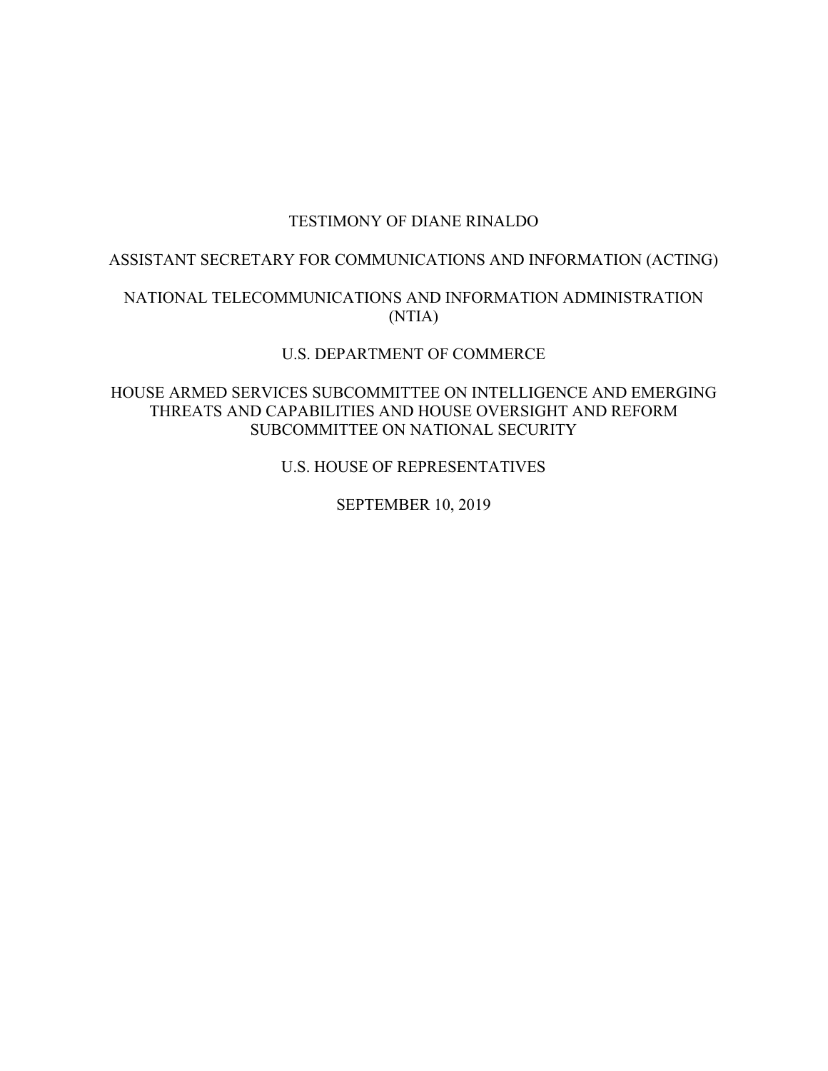TESTIMONY OF DIANE RINALDO

ASSISTANT SECRETARY FOR COMMUNICATIONS AND INFORMATION (ACTING)

NATIONAL TELECOMMUNICATIONS AND INFORMATION ADMINISTRATION (NTIA)

U.S. DEPARTMENT OF COMMERCE

HOUSE ARMED SERVICES SUBCOMMITTEE ON INTELLIGENCE AND EMERGING THREATS AND CAPABILITIES AND HOUSE OVERSIGHT AND REFORM SUBCOMMITTEE ON NATIONAL SECURITY

U.S. HOUSE OF REPRESENTATIVES

SEPTEMBER 10, 2019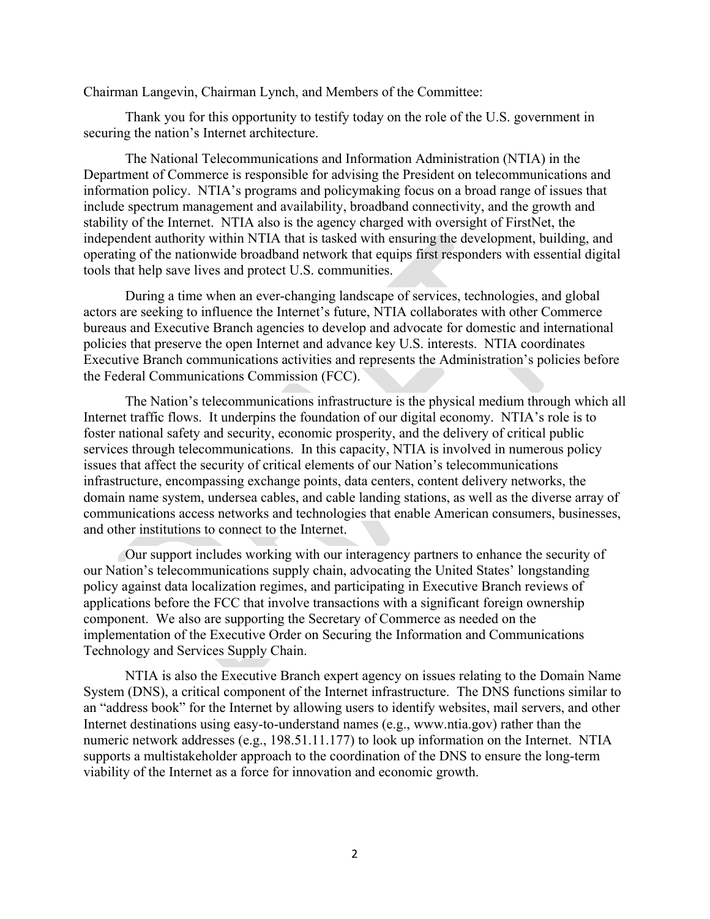Chairman Langevin, Chairman Lynch, and Members of the Committee:

Thank you for this opportunity to testify today on the role of the U.S. government in securing the nation's Internet architecture.

The National Telecommunications and Information Administration (NTIA) in the Department of Commerce is responsible for advising the President on telecommunications and information policy. NTIA's programs and policymaking focus on a broad range of issues that include spectrum management and availability, broadband connectivity, and the growth and stability of the Internet. NTIA also is the agency charged with oversight of FirstNet, the independent authority within NTIA that is tasked with ensuring the development, building, and operating of the nationwide broadband network that equips first responders with essential digital tools that help save lives and protect U.S. communities.

During a time when an ever-changing landscape of services, technologies, and global actors are seeking to influence the Internet's future, NTIA collaborates with other Commerce bureaus and Executive Branch agencies to develop and advocate for domestic and international policies that preserve the open Internet and advance key U.S. interests. NTIA coordinates Executive Branch communications activities and represents the Administration's policies before the Federal Communications Commission (FCC).

The Nation's telecommunications infrastructure is the physical medium through which all Internet traffic flows. It underpins the foundation of our digital economy. NTIA's role is to foster national safety and security, economic prosperity, and the delivery of critical public services through telecommunications. In this capacity, NTIA is involved in numerous policy issues that affect the security of critical elements of our Nation's telecommunications infrastructure, encompassing exchange points, data centers, content delivery networks, the domain name system, undersea cables, and cable landing stations, as well as the diverse array of communications access networks and technologies that enable American consumers, businesses, and other institutions to connect to the Internet.

Our support includes working with our interagency partners to enhance the security of our Nation's telecommunications supply chain, advocating the United States' longstanding policy against data localization regimes, and participating in Executive Branch reviews of applications before the FCC that involve transactions with a significant foreign ownership component. We also are supporting the Secretary of Commerce as needed on the implementation of the Executive Order on Securing the Information and Communications Technology and Services Supply Chain.

NTIA is also the Executive Branch expert agency on issues relating to the Domain Name System (DNS), a critical component of the Internet infrastructure. The DNS functions similar to an "address book" for the Internet by allowing users to identify websites, mail servers, and other Internet destinations using easy-to-understand names (e.g., www.ntia.gov) rather than the numeric network addresses (e.g., 198.51.11.177) to look up information on the Internet. NTIA supports a multistakeholder approach to the coordination of the DNS to ensure the long-term viability of the Internet as a force for innovation and economic growth.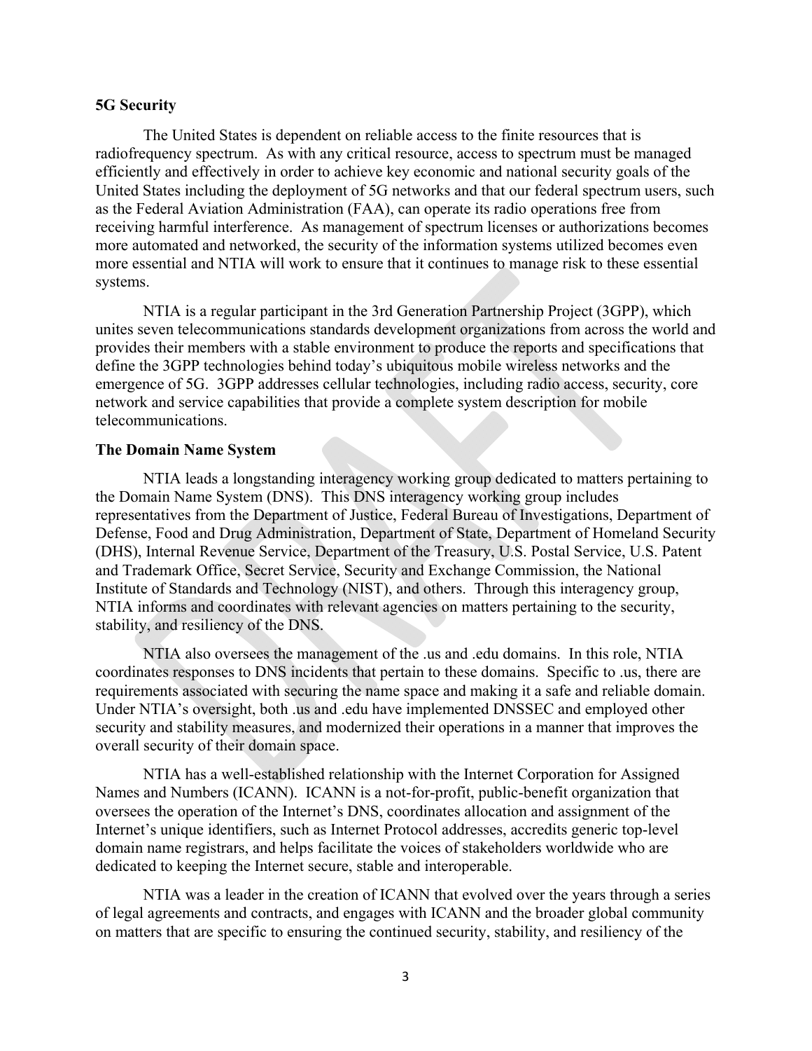**5G Security**

The United States is dependent on reliable access to the finite resources that is radiofrequency spectrum. As with any critical resource, access to spectrum must be managed efficiently and effectively in order to achieve key economic and national security goals of the United States including the deployment of 5G networks and that our federal spectrum users, such as the Federal Aviation Administration (FAA), can operate its radio operations free from receiving harmful interference. As management of spectrum licenses or authorizations becomes more automated and networked, the security of the information systems utilized becomes even more essential and NTIA will work to ensure that it continues to manage risk to these essential systems.

NTIA is a regular participant in the 3rd Generation Partnership Project (3GPP), which unites seven telecommunications standards development organizations from across the world and provides their members with a stable environment to produce the reports and specifications that define the 3GPP technologies behind today's ubiquitous mobile wireless networks and the emergence of 5G. 3GPP addresses cellular technologies, including radio access, security, core network and service capabilities that provide a complete system description for mobile telecommunications.

**The Domain Name System**

NTIA leads a longstanding interagency working group dedicated to matters pertaining to the Domain Name System (DNS). This DNS interagency working group includes representatives from the Department of Justice, Federal Bureau of Investigations, Department of Defense, Food and Drug Administration, Department of State, Department of Homeland Security (DHS), Internal Revenue Service, Department of the Treasury, U.S. Postal Service, U.S. Patent and Trademark Office, Secret Service, Security and Exchange Commission, the National Institute of Standards and Technology (NIST), and others. Through this interagency group, NTIA informs and coordinates with relevant agencies on matters pertaining to the security, stability, and resiliency of the DNS.

NTIA also oversees the management of the .us and .edu domains. In this role, NTIA coordinates responses to DNS incidents that pertain to these domains. Specific to .us, there are requirements associated with securing the name space and making it a safe and reliable domain. Under NTIA's oversight, both .us and .edu have implemented DNSSEC and employed other security and stability measures, and modernized their operations in a manner that improves the overall security of their domain space.

NTIA has a well-established relationship with the Internet Corporation for Assigned Names and Numbers (ICANN). ICANN is a not-for-profit, public-benefit organization that oversees the operation of the Internet's DNS, coordinates allocation and assignment of the Internet's unique identifiers, such as Internet Protocol addresses, accredits generic top-level domain name registrars, and helps facilitate the voices of stakeholders worldwide who are dedicated to keeping the Internet secure, stable and interoperable.

NTIA was a leader in the creation of ICANN that evolved over the years through a series of legal agreements and contracts, and engages with ICANN and the broader global community on matters that are specific to ensuring the continued security, stability, and resiliency of the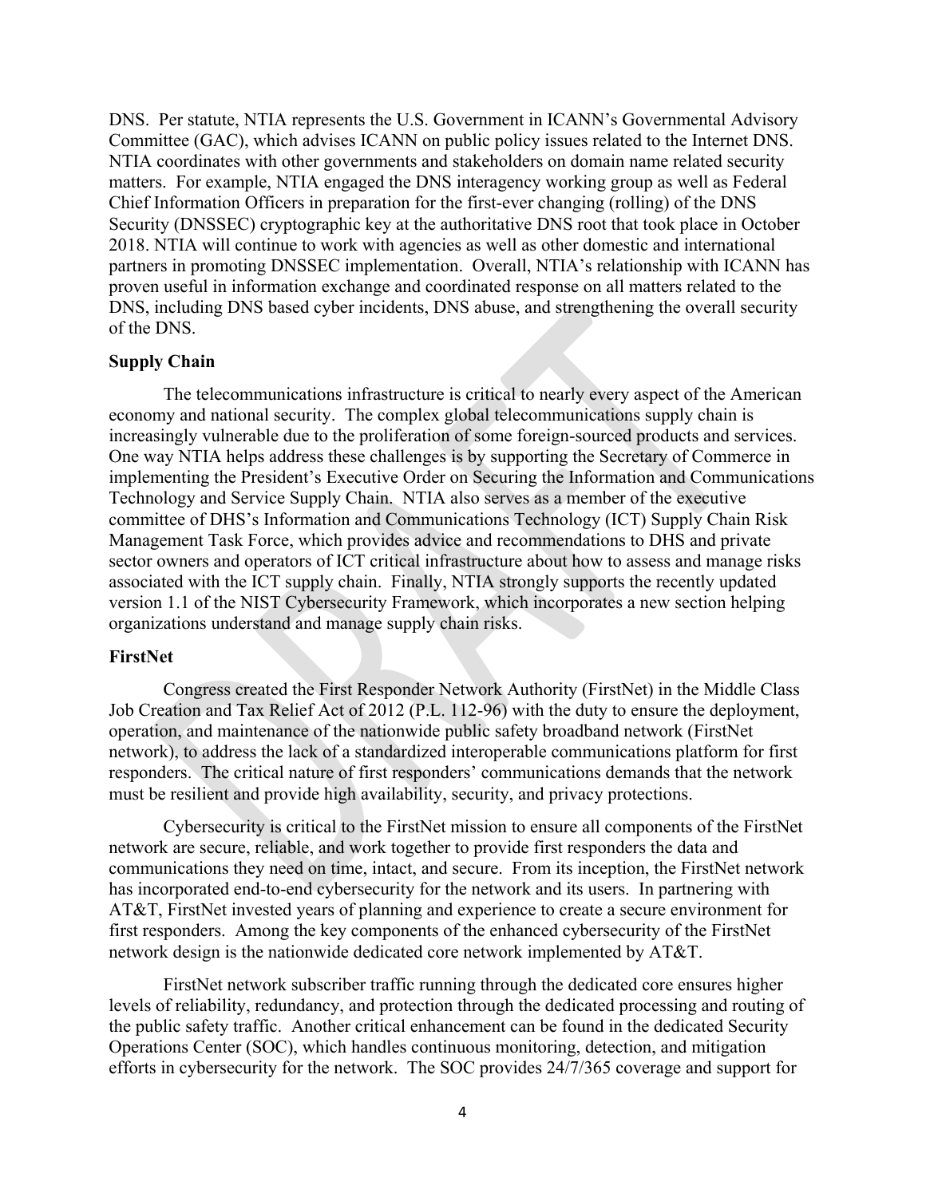DNS. Per statute, NTIA represents the U.S. Government in ICANN's Governmental Advisory Committee (GAC), which advises ICANN on public policy issues related to the Internet DNS. NTIA coordinates with other governments and stakeholders on domain name related security matters. For example, NTIA engaged the DNS interagency working group as well as Federal Chief Information Officers in preparation for the first-ever changing (rolling) of the DNS Security (DNSSEC) cryptographic key at the authoritative DNS root that took place in October 2018. NTIA will continue to work with agencies as well as other domestic and international partners in promoting DNSSEC implementation. Overall, NTIA's relationship with ICANN has proven useful in information exchange and coordinated response on all matters related to the DNS, including DNS based cyber incidents, DNS abuse, and strengthening the overall security of the DNS.

**Supply Chain**

The telecommunications infrastructure is critical to nearly every aspect of the American economy and national security. The complex global telecommunications supply chain is increasingly vulnerable due to the proliferation of some foreign-sourced products and services. One way NTIA helps address these challenges is by supporting the Secretary of Commerce in implementing the President's Executive Order on Securing the Information and Communications Technology and Service Supply Chain. NTIA also serves as a member of the executive committee of DHS's Information and Communications Technology (ICT) Supply Chain Risk Management Task Force, which provides advice and recommendations to DHS and private sector owners and operators of ICT critical infrastructure about how to assess and manage risks associated with the ICT supply chain. Finally, NTIA strongly supports the recently updated version 1.1 of the NIST Cybersecurity Framework, which incorporates a new section helping organizations understand and manage supply chain risks.

**FirstNet**

Congress created the First Responder Network Authority (FirstNet) in the Middle Class Job Creation and Tax Relief Act of 2012 (P.L. 112-96) with the duty to ensure the deployment, operation, and maintenance of the nationwide public safety broadband network (FirstNet network), to address the lack of a standardized interoperable communications platform for first responders. The critical nature of first responders' communications demands that the network must be resilient and provide high availability, security, and privacy protections.

Cybersecurity is critical to the FirstNet mission to ensure all components of the FirstNet network are secure, reliable, and work together to provide first responders the data and communications they need on time, intact, and secure. From its inception, the FirstNet network has incorporated end-to-end cybersecurity for the network and its users. In partnering with AT&T, FirstNet invested years of planning and experience to create a secure environment for first responders. Among the key components of the enhanced cybersecurity of the FirstNet network design is the nationwide dedicated core network implemented by AT&T.

FirstNet network subscriber traffic running through the dedicated core ensures higher levels of reliability, redundancy, and protection through the dedicated processing and routing of the public safety traffic. Another critical enhancement can be found in the dedicated Security Operations Center (SOC), which handles continuous monitoring, detection, and mitigation efforts in cybersecurity for the network. The SOC provides 24/7/365 coverage and support for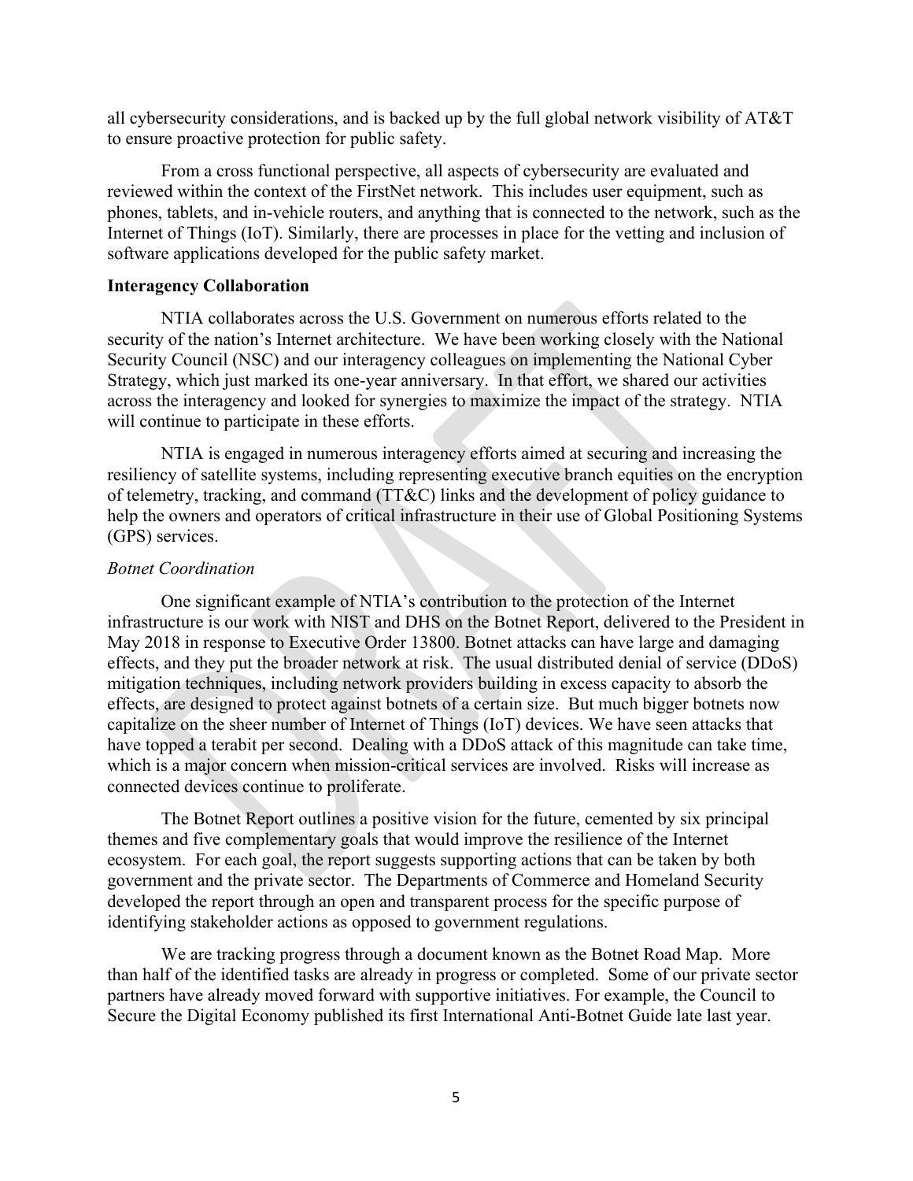all cybersecurity considerations, and is backed up by the full global network visibility of AT&T to ensure proactive protection for public safety.

From a cross functional perspective, all aspects of cybersecurity are evaluated and reviewed within the context of the FirstNet network. This includes user equipment, such as phones, tablets, and in-vehicle routers, and anything that is connected to the network, such as the Internet of Things (IoT). Similarly, there are processes in place for the vetting and inclusion of software applications developed for the public safety market.

**Interagency Collaboration**

NTIA collaborates across the U.S. Government on numerous efforts related to the security of the nation's Internet architecture. We have been working closely with the National Security Council (NSC) and our interagency colleagues on implementing the National Cyber Strategy, which just marked its one-year anniversary. In that effort, we shared our activities across the interagency and looked for synergies to maximize the impact of the strategy. NTIA will continue to participate in these efforts.

NTIA is engaged in numerous interagency efforts aimed at securing and increasing the resiliency of satellite systems, including representing executive branch equities on the encryption of telemetry, tracking, and command (TT&C) links and the development of policy guidance to help the owners and operators of critical infrastructure in their use of Global Positioning Systems (GPS) services.

*Botnet Coordination*

One significant example of NTIA's contribution to the protection of the Internet infrastructure is our work with NIST and DHS on the Botnet Report, delivered to the President in May 2018 in response to Executive Order 13800. Botnet attacks can have large and damaging effects, and they put the broader network at risk. The usual distributed denial of service (DDoS) mitigation techniques, including network providers building in excess capacity to absorb the effects, are designed to protect against botnets of a certain size. But much bigger botnets now capitalize on the sheer number of Internet of Things (IoT) devices. We have seen attacks that have topped a terabit per second. Dealing with a DDoS attack of this magnitude can take time, which is a major concern when mission-critical services are involved. Risks will increase as connected devices continue to proliferate.

The Botnet Report outlines a positive vision for the future, cemented by six principal themes and five complementary goals that would improve the resilience of the Internet ecosystem. For each goal, the report suggests supporting actions that can be taken by both government and the private sector. The Departments of Commerce and Homeland Security developed the report through an open and transparent process for the specific purpose of identifying stakeholder actions as opposed to government regulations.

We are tracking progress through a document known as the Botnet Road Map. More than half of the identified tasks are already in progress or completed. Some of our private sector partners have already moved forward with supportive initiatives. For example, the Council to Secure the Digital Economy published its first International Anti-Botnet Guide late last year.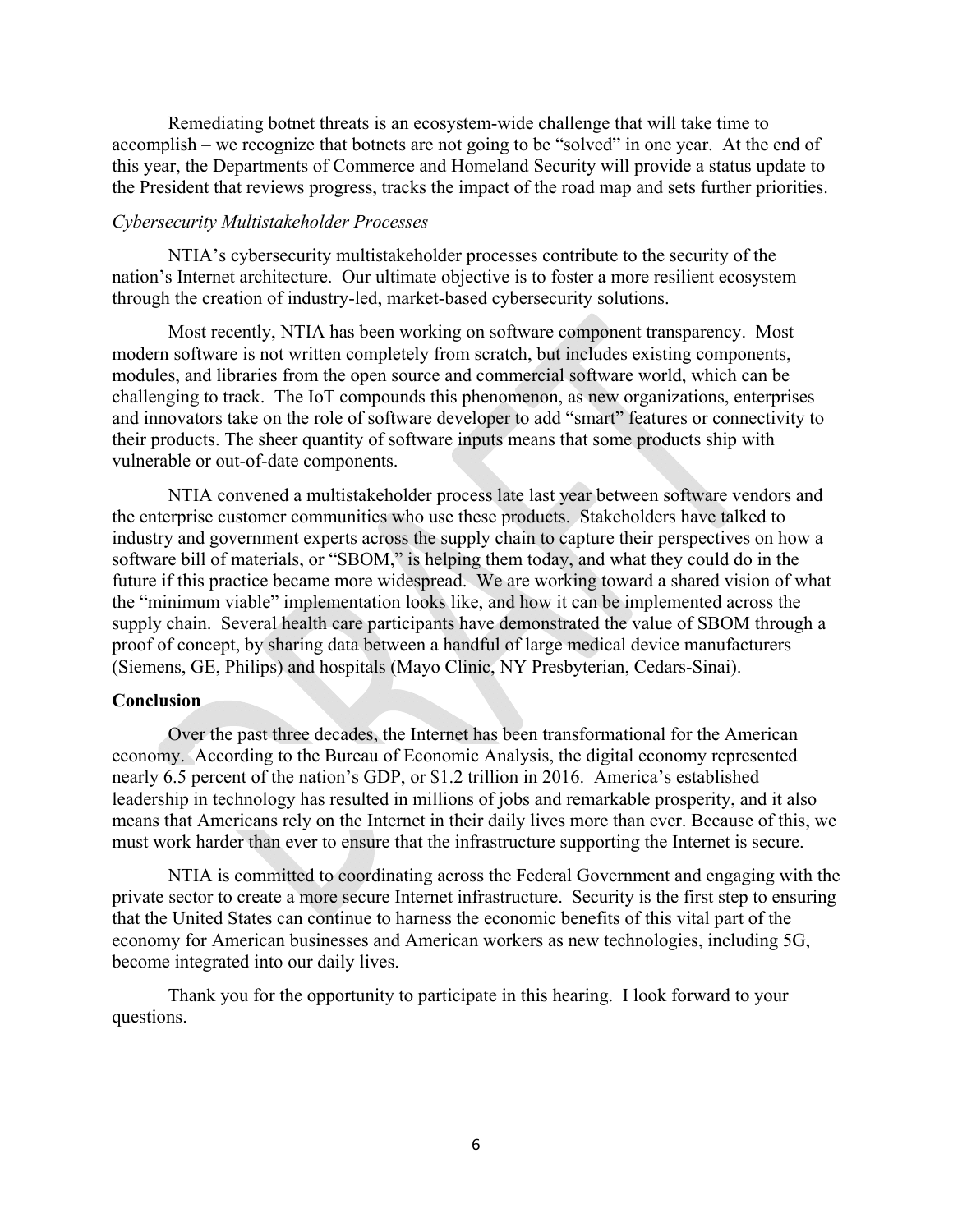Remediating botnet threats is an ecosystem-wide challenge that will take time to accomplish – we recognize that botnets are not going to be "solved" in one year. At the end of this year, the Departments of Commerce and Homeland Security will provide a status update to the President that reviews progress, tracks the impact of the road map and sets further priorities.

*Cybersecurity Multistakeholder Processes*

NTIA's cybersecurity multistakeholder processes contribute to the security of the nation's Internet architecture. Our ultimate objective is to foster a more resilient ecosystem through the creation of industry-led, market-based cybersecurity solutions.

Most recently, NTIA has been working on software component transparency. Most modern software is not written completely from scratch, but includes existing components, modules, and libraries from the open source and commercial software world, which can be challenging to track. The IoT compounds this phenomenon, as new organizations, enterprises and innovators take on the role of software developer to add "smart" features or connectivity to their products. The sheer quantity of software inputs means that some products ship with vulnerable or out-of-date components.

NTIA convened a multistakeholder process late last year between software vendors and the enterprise customer communities who use these products. Stakeholders have talked to industry and government experts across the supply chain to capture their perspectives on how a software bill of materials, or "SBOM," is helping them today, and what they could do in the future if this practice became more widespread. We are working toward a shared vision of what the "minimum viable" implementation looks like, and how it can be implemented across the supply chain. Several health care participants have demonstrated the value of SBOM through a proof of concept, by sharing data between a handful of large medical device manufacturers (Siemens, GE, Philips) and hospitals (Mayo Clinic, NY Presbyterian, Cedars-Sinai).

**Conclusion**

Over the past three decades, the Internet has been transformational for the American economy. According to the Bureau of Economic Analysis, the digital economy represented nearly 6.5 percent of the nation's GDP, or $1.2 trillion in 2016. America's established leadership in technology has resulted in millions of jobs and remarkable prosperity, and it also means that Americans rely on the Internet in their daily lives more than ever. Because of this, we must work harder than ever to ensure that the infrastructure supporting the Internet is secure.

NTIA is committed to coordinating across the Federal Government and engaging with the private sector to create a more secure Internet infrastructure. Security is the first step to ensuring that the United States can continue to harness the economic benefits of this vital part of the economy for American businesses and American workers as new technologies, including 5G, become integrated into our daily lives.

Thank you for the opportunity to participate in this hearing. I look forward to your questions.